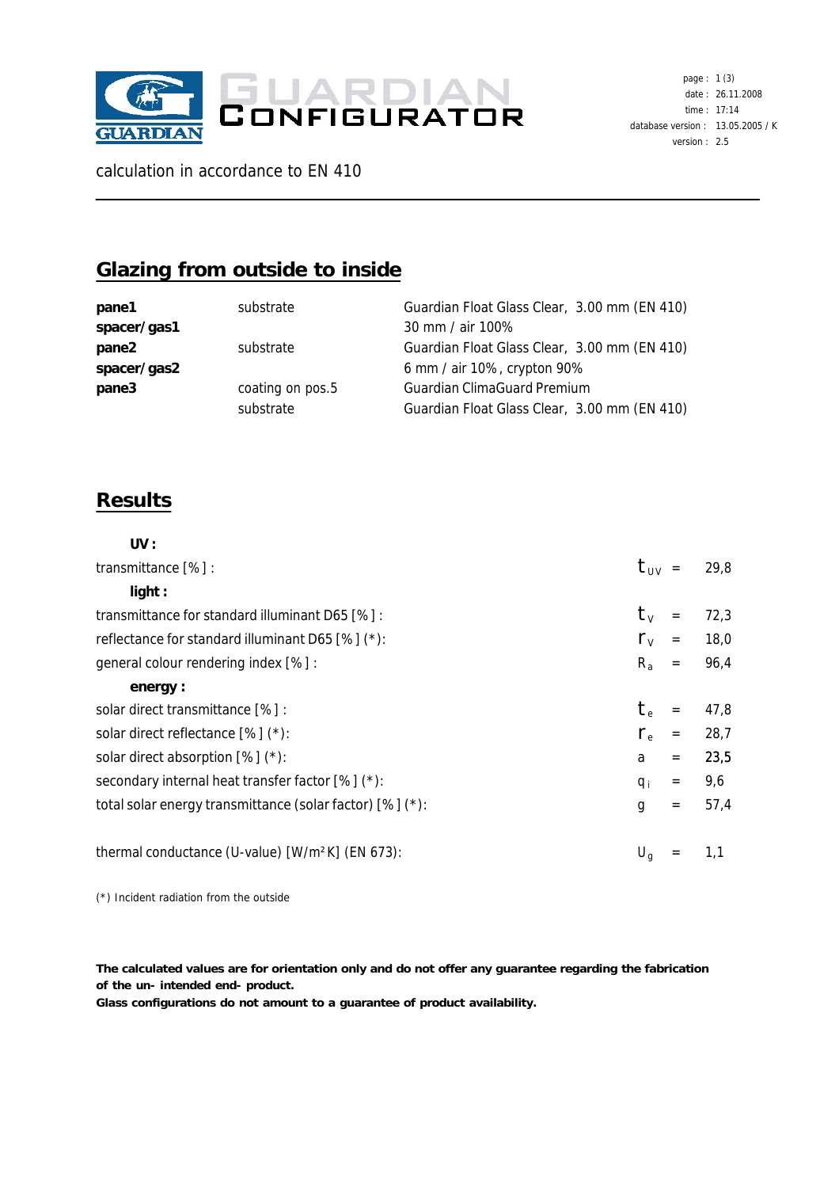GUARDIAN CONFIGURATOR

page : 1 (3)
date : 26.11.2008
time : 17:14
database version : 13.05.2005 / K
version : 2.5

calculation in accordance to EN 410

## Glazing from outside to inside

| | | |
|---|---|---|
| **pane1** | substrate | Guardian Float Glass Clear, 3.00 mm (EN 410) |
| **spacer/gas1** | | 30 mm / air 100% |
| **pane2** | substrate | Guardian Float Glass Clear, 3.00 mm (EN 410) |
| **spacer/gas2** | | 6 mm / air 10%, crypton 90% |
| **pane3** | coating on pos.5 | Guardian ClimaGuard Premium |
| | substrate | Guardian Float Glass Clear, 3.00 mm (EN 410) |

## Results

| | | |
|---|---|---|
| **UV :** | | |
| transmittance [%] : | $t_{UV}$ = | 29,8 |
| **light :** | | |
| transmittance for standard illuminant D65 [%] : | $t_V$ = | 72,3 |
| reflectance for standard illuminant D65 [%] (*): | $r_V$ = | 18,0 |
| general colour rendering index [%] : | $R_a$ = | 96,4 |
| **energy :** | | |
| solar direct transmittance [%] : | $t_e$ = | 47,8 |
| solar direct reflectance [%] (*): | $r_e$ = | 28,7 |
| solar direct absorption [%] (*): | $a$ = | 23,5 |
| secondary internal heat transfer factor [%] (*): | $q_i$ = | 9,6 |
| total solar energy transmittance (solar factor) [%] (*): | $g$ = | 57,4 |
| thermal conductance (U-value) [W/m²K] (EN 673): | $U_g$ = | 1,1 |

(*) Incident radiation from the outside

**The calculated values are for orientation only and do not offer any guarantee regarding the fabrication of the un- intended end- product.**
**Glass configurations do not amount to a guarantee of product availability.**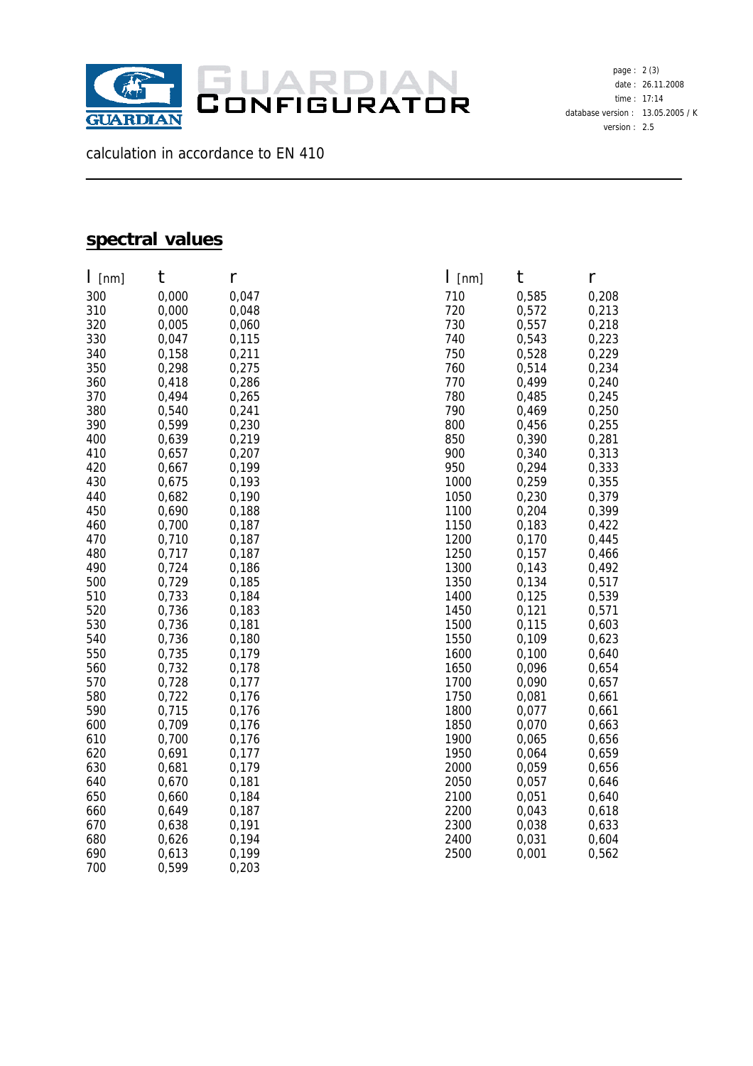calculation in accordance to EN 410

## spectral values

| l [nm] | t | r |
|---|---|---|
| 300 | 0,000 | 0,047 |
| 310 | 0,000 | 0,048 |
| 320 | 0,005 | 0,060 |
| 330 | 0,047 | 0,115 |
| 340 | 0,158 | 0,211 |
| 350 | 0,298 | 0,275 |
| 360 | 0,418 | 0,286 |
| 370 | 0,494 | 0,265 |
| 380 | 0,540 | 0,241 |
| 390 | 0,599 | 0,230 |
| 400 | 0,639 | 0,219 |
| 410 | 0,657 | 0,207 |
| 420 | 0,667 | 0,199 |
| 430 | 0,675 | 0,193 |
| 440 | 0,682 | 0,190 |
| 450 | 0,690 | 0,188 |
| 460 | 0,700 | 0,187 |
| 470 | 0,710 | 0,187 |
| 480 | 0,717 | 0,187 |
| 490 | 0,724 | 0,186 |
| 500 | 0,729 | 0,185 |
| 510 | 0,733 | 0,184 |
| 520 | 0,736 | 0,183 |
| 530 | 0,736 | 0,181 |
| 540 | 0,736 | 0,180 |
| 550 | 0,735 | 0,179 |
| 560 | 0,732 | 0,178 |
| 570 | 0,728 | 0,177 |
| 580 | 0,722 | 0,176 |
| 590 | 0,715 | 0,176 |
| 600 | 0,709 | 0,176 |
| 610 | 0,700 | 0,176 |
| 620 | 0,691 | 0,177 |
| 630 | 0,681 | 0,179 |
| 640 | 0,670 | 0,181 |
| 650 | 0,660 | 0,184 |
| 660 | 0,649 | 0,187 |
| 670 | 0,638 | 0,191 |
| 680 | 0,626 | 0,194 |
| 690 | 0,613 | 0,199 |
| 700 | 0,599 | 0,203 |
| 710 | 0,585 | 0,208 |
| 720 | 0,572 | 0,213 |
| 730 | 0,557 | 0,218 |
| 740 | 0,543 | 0,223 |
| 750 | 0,528 | 0,229 |
| 760 | 0,514 | 0,234 |
| 770 | 0,499 | 0,240 |
| 780 | 0,485 | 0,245 |
| 790 | 0,469 | 0,250 |
| 800 | 0,456 | 0,255 |
| 850 | 0,390 | 0,281 |
| 900 | 0,340 | 0,313 |
| 950 | 0,294 | 0,333 |
| 1000 | 0,259 | 0,355 |
| 1050 | 0,230 | 0,379 |
| 1100 | 0,204 | 0,399 |
| 1150 | 0,183 | 0,422 |
| 1200 | 0,170 | 0,445 |
| 1250 | 0,157 | 0,466 |
| 1300 | 0,143 | 0,492 |
| 1350 | 0,134 | 0,517 |
| 1400 | 0,125 | 0,539 |
| 1450 | 0,121 | 0,571 |
| 1500 | 0,115 | 0,603 |
| 1550 | 0,109 | 0,623 |
| 1600 | 0,100 | 0,640 |
| 1650 | 0,096 | 0,654 |
| 1700 | 0,090 | 0,657 |
| 1750 | 0,081 | 0,661 |
| 1800 | 0,077 | 0,661 |
| 1850 | 0,070 | 0,663 |
| 1900 | 0,065 | 0,656 |
| 1950 | 0,064 | 0,659 |
| 2000 | 0,059 | 0,656 |
| 2050 | 0,057 | 0,646 |
| 2100 | 0,051 | 0,640 |
| 2200 | 0,043 | 0,618 |
| 2300 | 0,038 | 0,633 |
| 2400 | 0,031 | 0,604 |
| 2500 | 0,001 | 0,562 |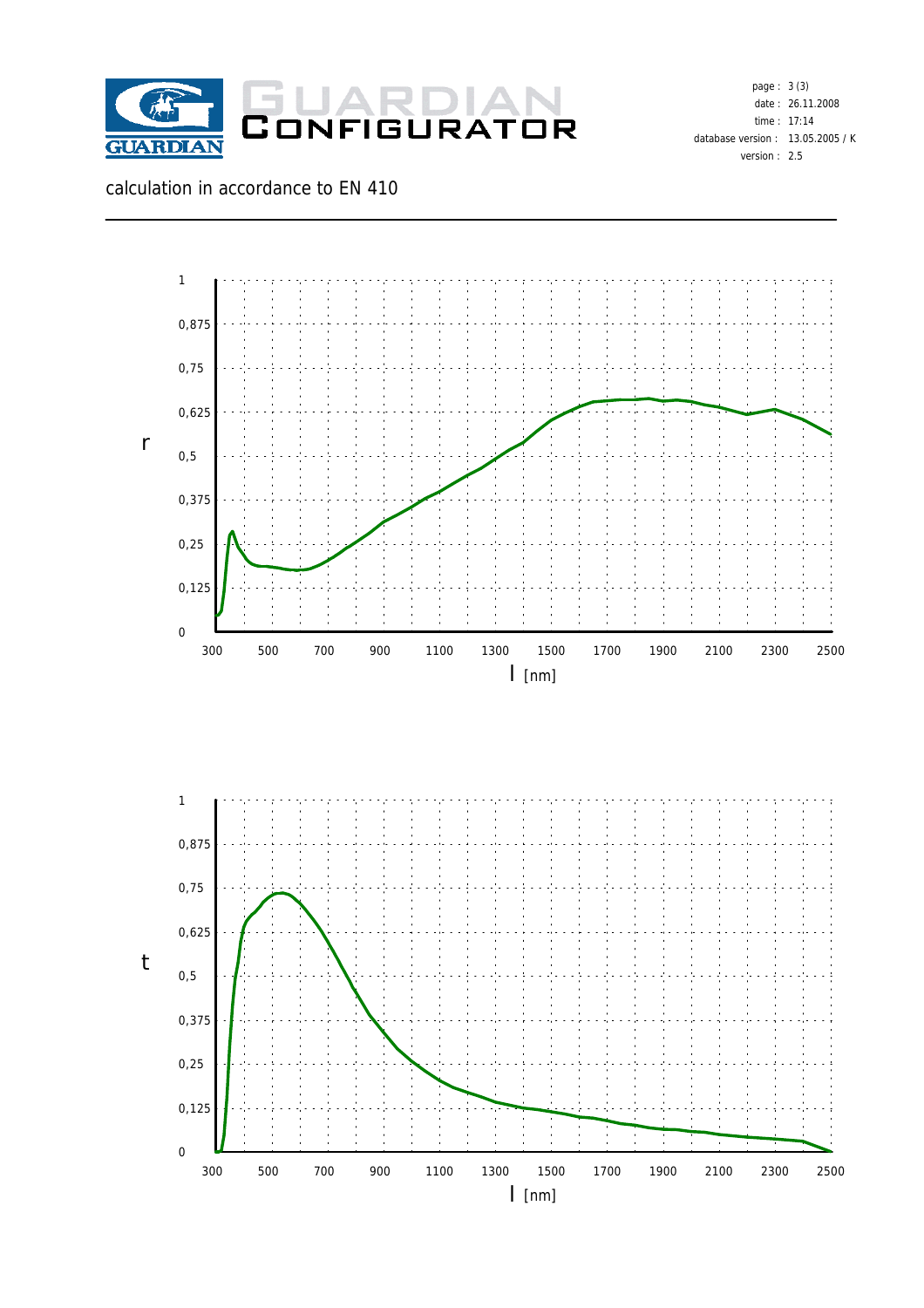calculation in accordance to EN 410

r

1
0,875
0,75
0,625
0,5
0,375
0,25
0,125
0

300 500 700 900 1100 1300 1500 1700 1900 2100 2300 2500

l [nm]

t

1
0,875
0,75
0,625
0,5
0,375
0,25
0,125
0

300 500 700 900 1100 1300 1500 1700 1900 2100 2300 2500

l [nm]